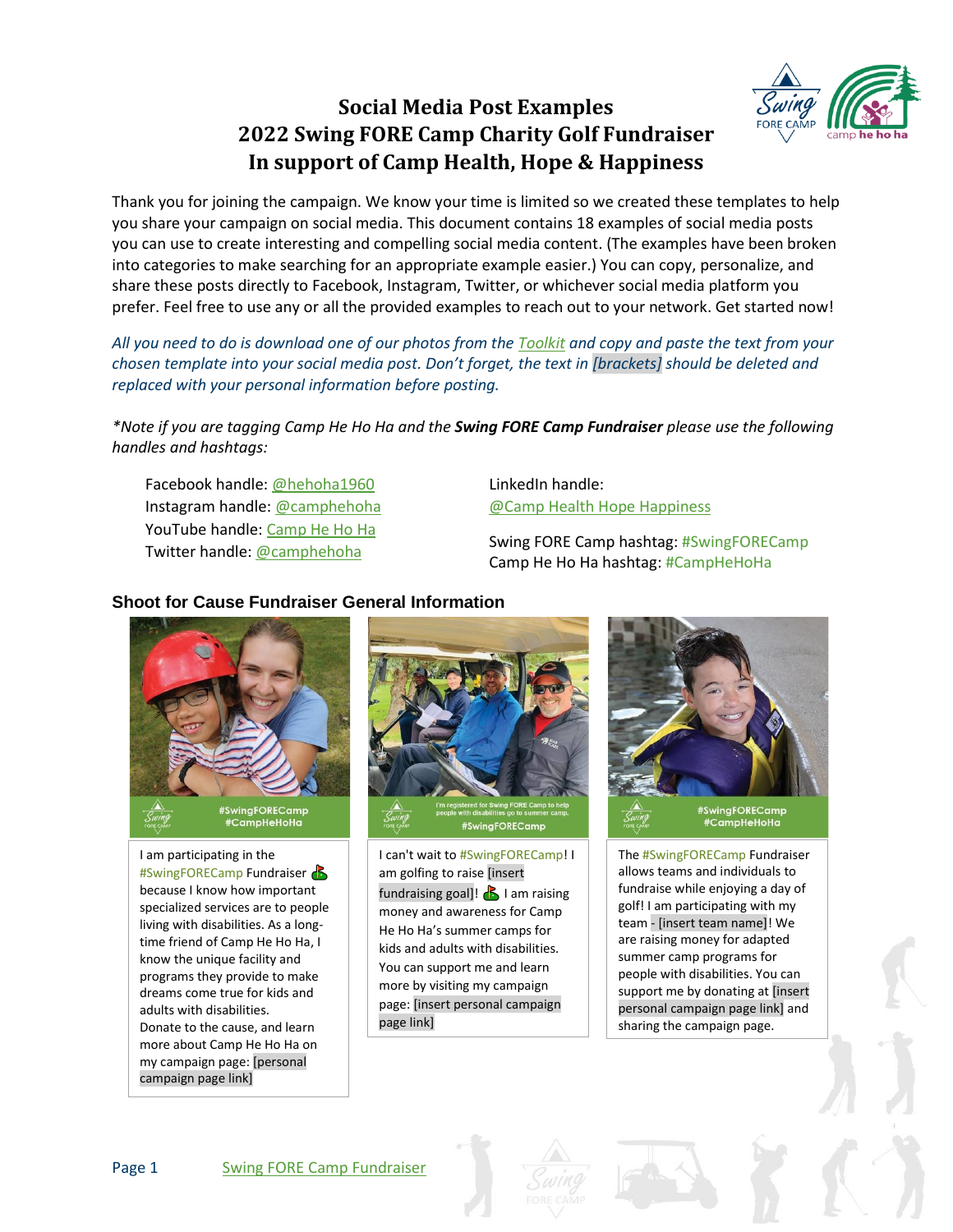# Social Media Post Examples
# 2022 Swing FORE Camp Charity Golf Fundraiser
# In support of Camp Health, Hope & Happiness

Thank you for joining the campaign. We know your time is limited so we created these templates to help you share your campaign on social media. This document contains 18 examples of social media posts you can use to create interesting and compelling social media content. (The examples have been broken into categories to make searching for an appropriate example easier.) You can copy, personalize, and share these posts directly to Facebook, Instagram, Twitter, or whichever social media platform you prefer. Feel free to use any or all the provided examples to reach out to your network. Get started now!

*All you need to do is download one of our photos from the Toolkit and copy and paste the text from your chosen template into your social media post. Don't forget, the text in [brackets] should be deleted and replaced with your personal information before posting.*

*\*Note if you are tagging Camp He Ho Ha and the **Swing FORE Camp Fundraiser** please use the following handles and hashtags:*

Facebook handle: @hehoha1960
Instagram handle: @camphehoha
YouTube handle: Camp He Ho Ha
Twitter handle: @camphehoha

LinkedIn handle: @Camp Health Hope Happiness

Swing FORE Camp hashtag: #SwingFORECamp
Camp He Ho Ha hashtag: #CampHeHoHa

## Shoot for Cause Fundraiser General Information

I am participating in the #SwingFORECamp Fundraiser ⛳ because I know how important specialized services are to people living with disabilities. As a long-time friend of Camp He Ho Ha, I know the unique facility and programs they provide to make dreams come true for kids and adults with disabilities. Donate to the cause, and learn more about Camp He Ho Ha on my campaign page: [personal campaign page link]

I can't wait to #SwingFORECamp! I am golfing to raise [insert fundraising goal]! ⛳ I am raising money and awareness for Camp He Ho Ha's summer camps for kids and adults with disabilities. You can support me and learn more by visiting my campaign page: [insert personal campaign page link]

The #SwingFORECamp Fundraiser allows teams and individuals to fundraise while enjoying a day of golf! I am participating with my team - [insert team name]! We are raising money for adapted summer camp programs for people with disabilities. You can support me by donating at [insert personal campaign page link] and sharing the campaign page.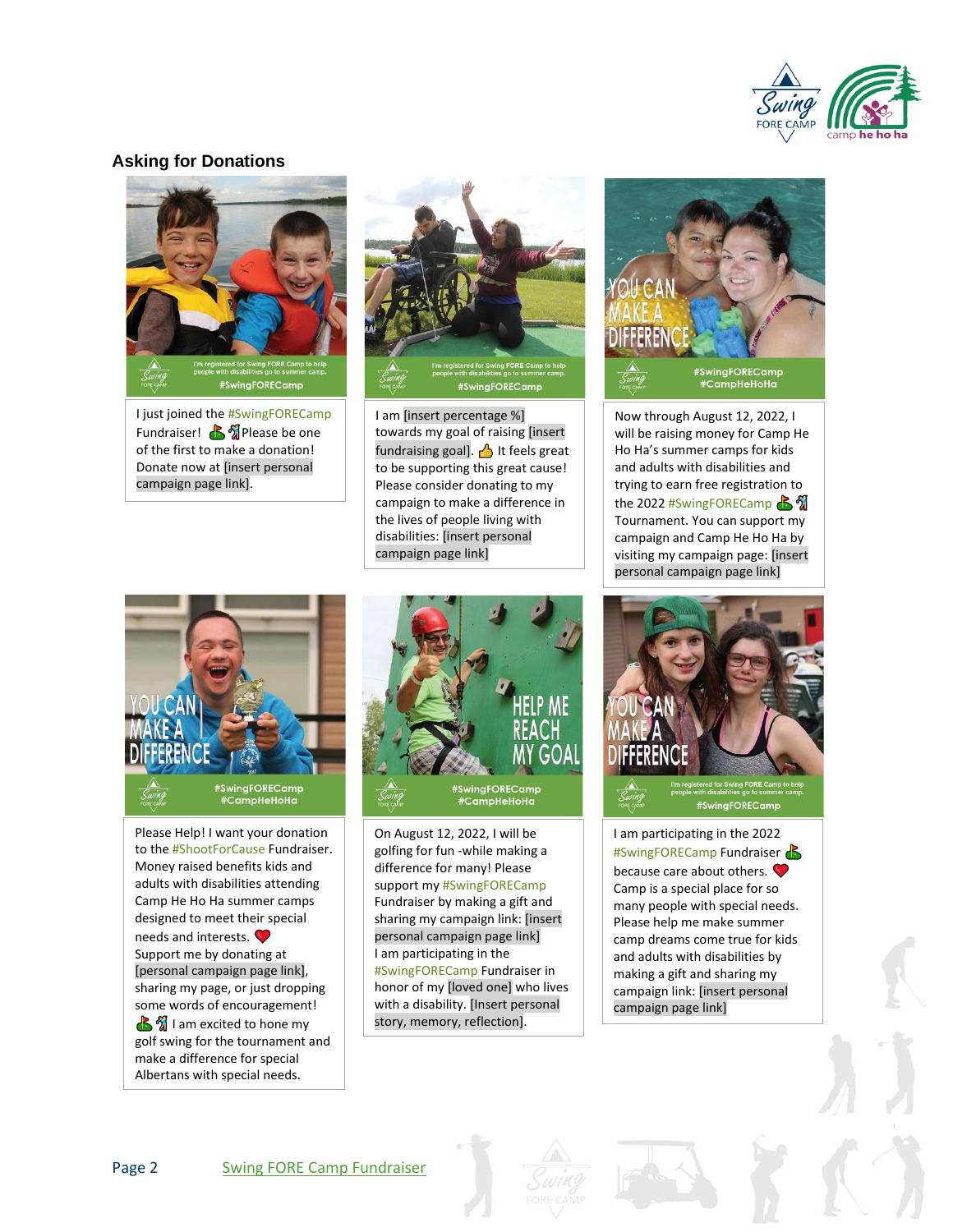## Asking for Donations

I just joined the #SwingFORECamp Fundraiser! ⛳🏌 Please be one of the first to make a donation! Donate now at [insert personal campaign page link].

I am [insert percentage %] towards my goal of raising [insert fundraising goal]. 👍 It feels great to be supporting this great cause! Please consider donating to my campaign to make a difference in the lives of people living with disabilities: [insert personal campaign page link]

Now through August 12, 2022, I will be raising money for Camp He Ho Ha's summer camps for kids and adults with disabilities and trying to earn free registration to the 2022 #SwingFORECamp ⛳🏌 Tournament. You can support my campaign and Camp He Ho Ha by visiting my campaign page: [insert personal campaign page link]

Please Help! I want your donation to the #ShootForCause Fundraiser. Money raised benefits kids and adults with disabilities attending Camp He Ho Ha summer camps designed to meet their special needs and interests. ❤️ Support me by donating at [personal campaign page link], sharing my page, or just dropping some words of encouragement! ⛳🏌 I am excited to hone my golf swing for the tournament and make a difference for special Albertans with special needs.

On August 12, 2022, I will be golfing for fun -while making a difference for many! Please support my #SwingFORECamp Fundraiser by making a gift and sharing my campaign link: [insert personal campaign page link] I am participating in the #SwingFORECamp Fundraiser in honor of my [loved one] who lives with a disability. [Insert personal story, memory, reflection].

I am participating in the 2022 #SwingFORECamp Fundraiser ⛳ because care about others. ❤️ Camp is a special place for so many people with special needs. Please help me make summer camp dreams come true for kids and adults with disabilities by making a gift and sharing my campaign link: [insert personal campaign page link]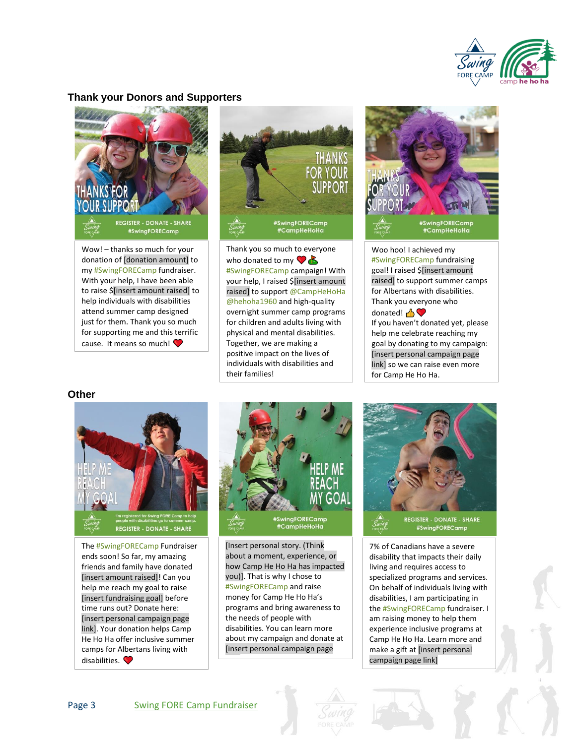## Thank your Donors and Supporters

Wow! – thanks so much for your donation of [donation amount] to my #SwingFOREcamp fundraiser. With your help, I have been able to raise $[insert amount raised] to help individuals with disabilities attend summer camp designed just for them. Thank you so much for supporting me and this terrific cause. It means so much! ❤️

Thank you so much to everyone who donated to my ❤️ ⛳ #SwingFOREcamp campaign! With your help, I raised $[insert amount raised] to support @CampHeHoHa @hehoha1960 and high-quality overnight summer camp programs for children and adults living with physical and mental disabilities. Together, we are making a positive impact on the lives of individuals with disabilities and their families!

Woo hoo! I achieved my #SwingFOREcamp fundraising goal! I raised $[insert amount raised] to support summer camps for Albertans with disabilities. Thank you everyone who donated! 👍❤️
If you haven't donated yet, please help me celebrate reaching my goal by donating to my campaign: [insert personal campaign page link] so we can raise even more for Camp He Ho Ha.

## Other

The #SwingFOREcamp Fundraiser ends soon! So far, my amazing friends and family have donated [insert amount raised]! Can you help me reach my goal to raise [insert fundraising goal] before time runs out? Donate here: [insert personal campaign page link]. Your donation helps Camp He Ho Ha offer inclusive summer camps for Albertans living with disabilities. ❤️

[Insert personal story. (Think about a moment, experience, or how Camp He Ho Ha has impacted you)]. That is why I chose to #SwingFOREcamp and raise money for Camp He Ho Ha's programs and bring awareness to the needs of people with disabilities. You can learn more about my campaign and donate at [insert personal campaign page

7% of Canadians have a severe disability that impacts their daily living and requires access to specialized programs and services. On behalf of individuals living with disabilities, I am participating in the #SwingFOREcamp fundraiser. I am raising money to help them experience inclusive programs at Camp He Ho Ha. Learn more and make a gift at [insert personal campaign page link]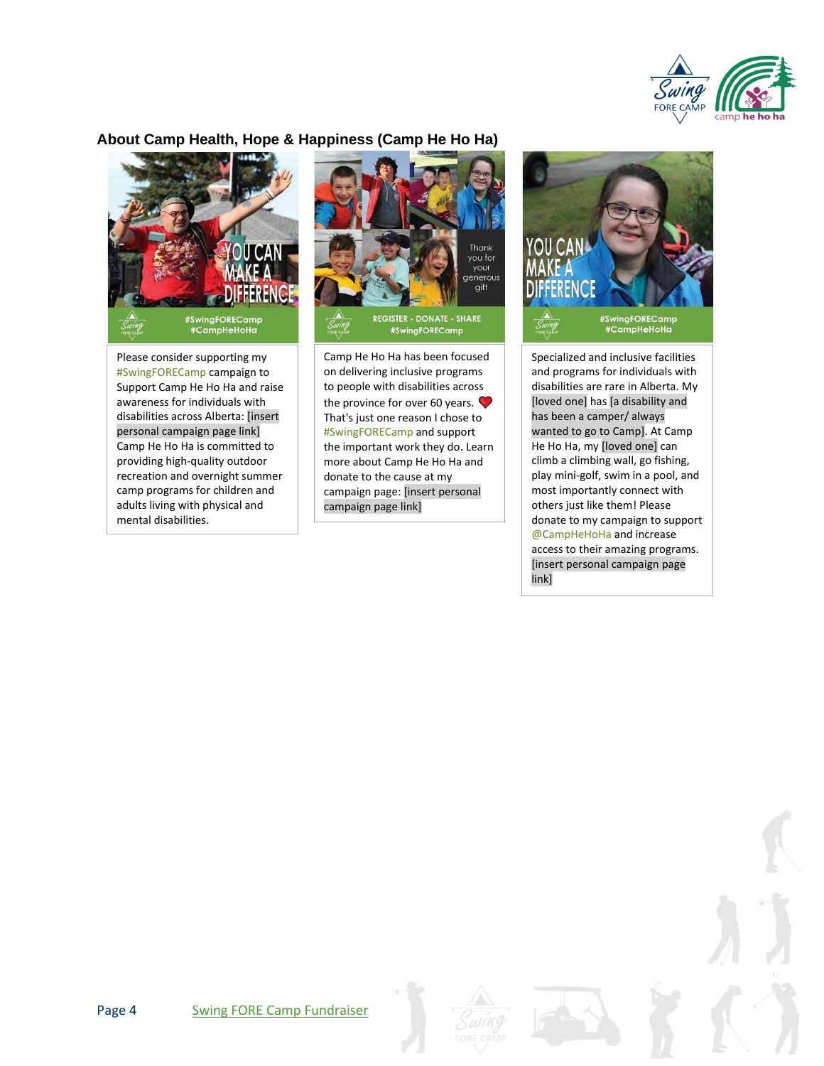## About Camp Health, Hope & Happiness (Camp He Ho Ha)

Please consider supporting my #SwingFORECamp campaign to Support Camp He Ho Ha and raise awareness for individuals with disabilities across Alberta: [insert personal campaign page link] Camp He Ho Ha is committed to providing high-quality outdoor recreation and overnight summer camp programs for children and adults living with physical and mental disabilities.

Camp He Ho Ha has been focused on delivering inclusive programs to people with disabilities across the province for over 60 years. ❤️ That's just one reason I chose to #SwingFORECamp and support the important work they do. Learn more about Camp He Ho Ha and donate to the cause at my campaign page: [insert personal campaign page link]

Specialized and inclusive facilities and programs for individuals with disabilities are rare in Alberta. My [loved one] has [a disability and has been a camper/ always wanted to go to Camp]. At Camp He Ho Ha, my [loved one] can climb a climbing wall, go fishing, play mini-golf, swim in a pool, and most importantly connect with others just like them! Please donate to my campaign to support @CampHeHoHa and increase access to their amazing programs. [insert personal campaign page link]